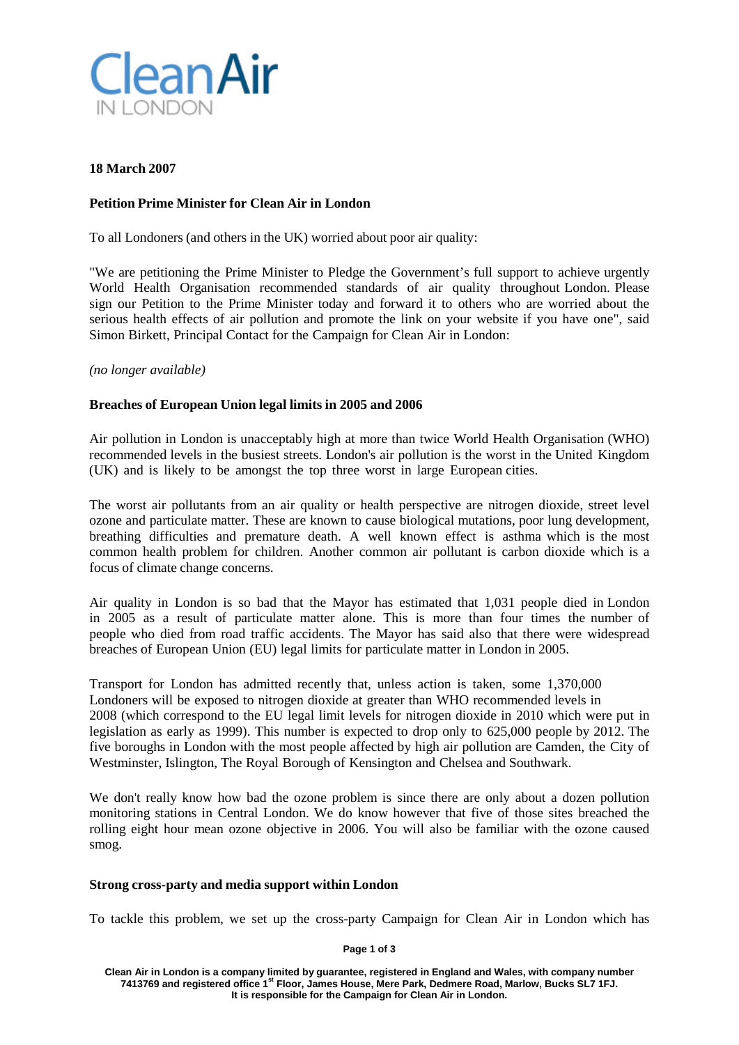Clean Air IN LONDON

**18 March 2007**

**Petition Prime Minister for Clean Air in London**

To all Londoners (and others in the UK) worried about poor air quality:

"We are petitioning the Prime Minister to Pledge the Government's full support to achieve urgently World Health Organisation recommended standards of air quality throughout London. Please sign our Petition to the Prime Minister today and forward it to others who are worried about the serious health effects of air pollution and promote the link on your website if you have one", said Simon Birkett, Principal Contact for the Campaign for Clean Air in London:

*(no longer available)*

**Breaches of European Union legal limits in 2005 and 2006**

Air pollution in London is unacceptably high at more than twice World Health Organisation (WHO) recommended levels in the busiest streets. London's air pollution is the worst in the United Kingdom (UK) and is likely to be amongst the top three worst in large European cities.

The worst air pollutants from an air quality or health perspective are nitrogen dioxide, street level ozone and particulate matter. These are known to cause biological mutations, poor lung development, breathing difficulties and premature death. A well known effect is asthma which is the most common health problem for children. Another common air pollutant is carbon dioxide which is a focus of climate change concerns.

Air quality in London is so bad that the Mayor has estimated that 1,031 people died in London in 2005 as a result of particulate matter alone. This is more than four times the number of people who died from road traffic accidents. The Mayor has said also that there were widespread breaches of European Union (EU) legal limits for particulate matter in London in 2005.

Transport for London has admitted recently that, unless action is taken, some 1,370,000 Londoners will be exposed to nitrogen dioxide at greater than WHO recommended levels in 2008 (which correspond to the EU legal limit levels for nitrogen dioxide in 2010 which were put in legislation as early as 1999). This number is expected to drop only to 625,000 people by 2012. The five boroughs in London with the most people affected by high air pollution are Camden, the City of Westminster, Islington, The Royal Borough of Kensington and Chelsea and Southwark.

We don't really know how bad the ozone problem is since there are only about a dozen pollution monitoring stations in Central London. We do know however that five of those sites breached the rolling eight hour mean ozone objective in 2006. You will also be familiar with the ozone caused smog.

**Strong cross-party and media support within London**

To tackle this problem, we set up the cross-party Campaign for Clean Air in London which has

Clean Air in London is a company limited by guarantee, registered in England and Wales, with company number 7413769 and registered office 1st Floor, James House, Mere Park, Dedmere Road, Marlow, Bucks SL7 1FJ. It is responsible for the Campaign for Clean Air in London.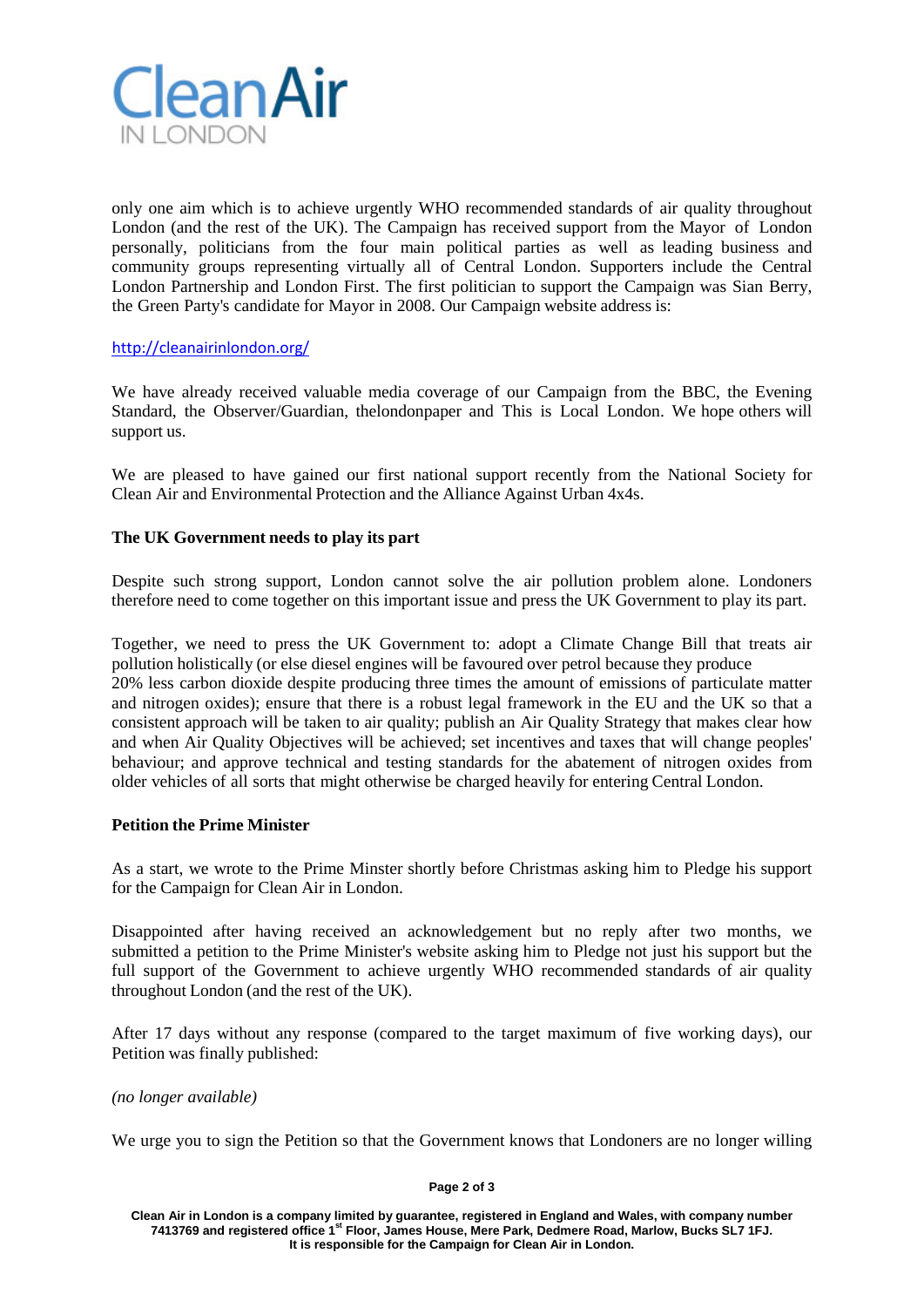only one aim which is to achieve urgently WHO recommended standards of air quality throughout London (and the rest of the UK). The Campaign has received support from the Mayor of London personally, politicians from the four main political parties as well as leading business and community groups representing virtually all of Central London. Supporters include the Central London Partnership and London First. The first politician to support the Campaign was Sian Berry, the Green Party's candidate for Mayor in 2008. Our Campaign website address is:

http://cleanairinlondon.org/

We have already received valuable media coverage of our Campaign from the BBC, the Evening Standard, the Observer/Guardian, thelondonpaper and This is Local London. We hope others will support us.

We are pleased to have gained our first national support recently from the National Society for Clean Air and Environmental Protection and the Alliance Against Urban 4x4s.

**The UK Government needs to play its part**

Despite such strong support, London cannot solve the air pollution problem alone. Londoners therefore need to come together on this important issue and press the UK Government to play its part.

Together, we need to press the UK Government to: adopt a Climate Change Bill that treats air pollution holistically (or else diesel engines will be favoured over petrol because they produce 20% less carbon dioxide despite producing three times the amount of emissions of particulate matter and nitrogen oxides); ensure that there is a robust legal framework in the EU and the UK so that a consistent approach will be taken to air quality; publish an Air Quality Strategy that makes clear how and when Air Quality Objectives will be achieved; set incentives and taxes that will change peoples' behaviour; and approve technical and testing standards for the abatement of nitrogen oxides from older vehicles of all sorts that might otherwise be charged heavily for entering Central London.

**Petition the Prime Minister**

As a start, we wrote to the Prime Minster shortly before Christmas asking him to Pledge his support for the Campaign for Clean Air in London.

Disappointed after having received an acknowledgement but no reply after two months, we submitted a petition to the Prime Minister's website asking him to Pledge not just his support but the full support of the Government to achieve urgently WHO recommended standards of air quality throughout London (and the rest of the UK).

After 17 days without any response (compared to the target maximum of five working days), our Petition was finally published:

*(no longer available)*

We urge you to sign the Petition so that the Government knows that Londoners are no longer willing

**Clean Air in London is a company limited by guarantee, registered in England and Wales, with company number 7413769 and registered office 1st Floor, James House, Mere Park, Dedmere Road, Marlow, Bucks SL7 1FJ. It is responsible for the Campaign for Clean Air in London.**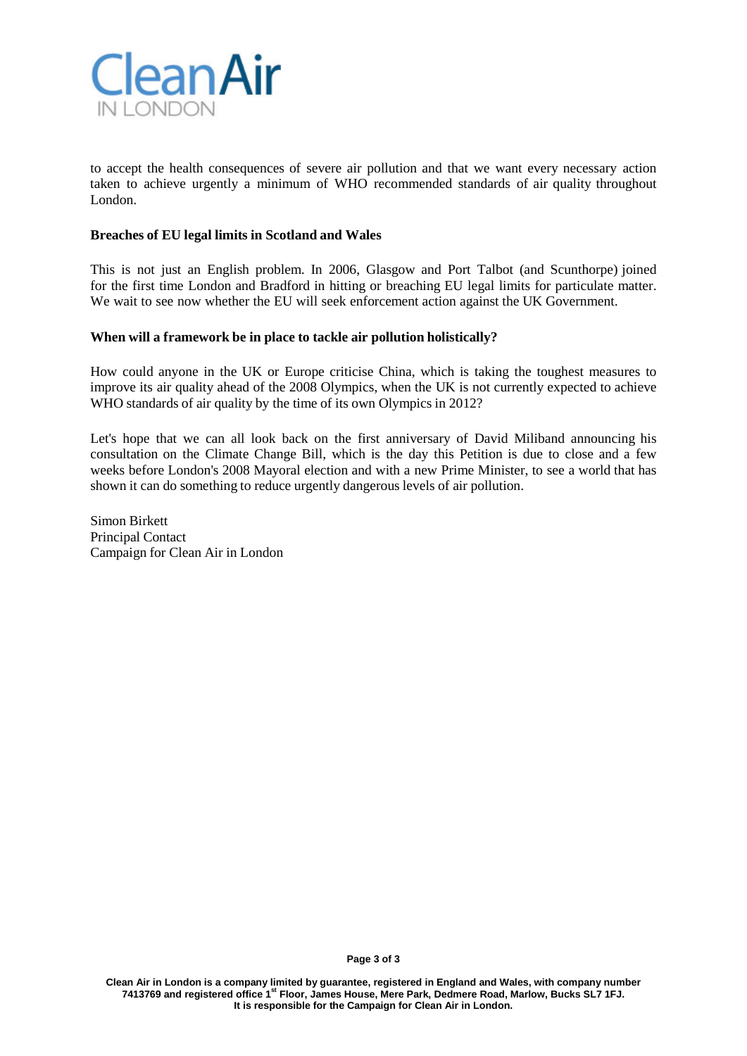to accept the health consequences of severe air pollution and that we want every necessary action taken to achieve urgently a minimum of WHO recommended standards of air quality throughout London.

**Breaches of EU legal limits in Scotland and Wales**

This is not just an English problem. In 2006, Glasgow and Port Talbot (and Scunthorpe) joined for the first time London and Bradford in hitting or breaching EU legal limits for particulate matter. We wait to see now whether the EU will seek enforcement action against the UK Government.

**When will a framework be in place to tackle air pollution holistically?**

How could anyone in the UK or Europe criticise China, which is taking the toughest measures to improve its air quality ahead of the 2008 Olympics, when the UK is not currently expected to achieve WHO standards of air quality by the time of its own Olympics in 2012?

Let's hope that we can all look back on the first anniversary of David Miliband announcing his consultation on the Climate Change Bill, which is the day this Petition is due to close and a few weeks before London's 2008 Mayoral election and with a new Prime Minister, to see a world that has shown it can do something to reduce urgently dangerous levels of air pollution.

Simon Birkett  
Principal Contact  
Campaign for Clean Air in London

**Clean Air in London is a company limited by guarantee, registered in England and Wales, with company number 7413769 and registered office 1st Floor, James House, Mere Park, Dedmere Road, Marlow, Bucks SL7 1FJ. It is responsible for the Campaign for Clean Air in London.**